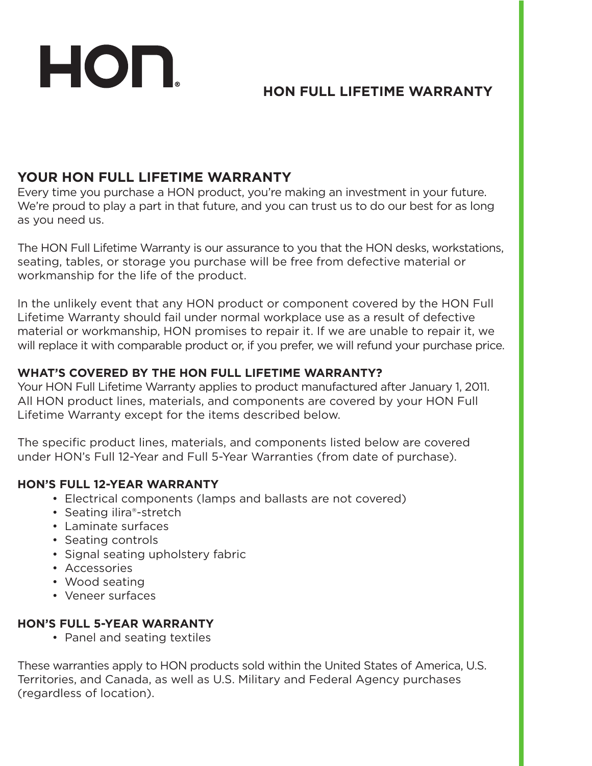# HON FULL LIFETIME WARRANTY

## YOUR HON FULL LIFETIME WARRANTY

Every time you purchase a HON product, you're making an investment in your future. We're proud to play a part in that future, and you can trust us to do our best for as long as you need us.

The HON Full Lifetime Warranty is our assurance to you that the HON desks, workstations, seating, tables, or storage you purchase will be free from defective material or workmanship for the life of the product.

In the unlikely event that any HON product or component covered by the HON Full Lifetime Warranty should fail under normal workplace use as a result of defective material or workmanship, HON promises to repair it. If we are unable to repair it, we will replace it with comparable product or, if you prefer, we will refund your purchase price.

### WHAT'S COVERED BY THE HON FULL LIFETIME WARRANTY?

Your HON Full Lifetime Warranty applies to product manufactured after January 1, 2011. All HON product lines, materials, and components are covered by your HON Full Lifetime Warranty except for the items described below.

The specific product lines, materials, and components listed below are covered under HON's Full 12-Year and Full 5-Year Warranties (from date of purchase).

### HON'S FULL 12-YEAR WARRANTY

- Electrical components (lamps and ballasts are not covered)
- Seating ilira®-stretch
- Laminate surfaces
- Seating controls
- Signal seating upholstery fabric
- Accessories
- Wood seating
- Veneer surfaces

### HON'S FULL 5-YEAR WARRANTY

- Panel and seating textiles

These warranties apply to HON products sold within the United States of America, U.S. Territories, and Canada, as well as U.S. Military and Federal Agency purchases (regardless of location).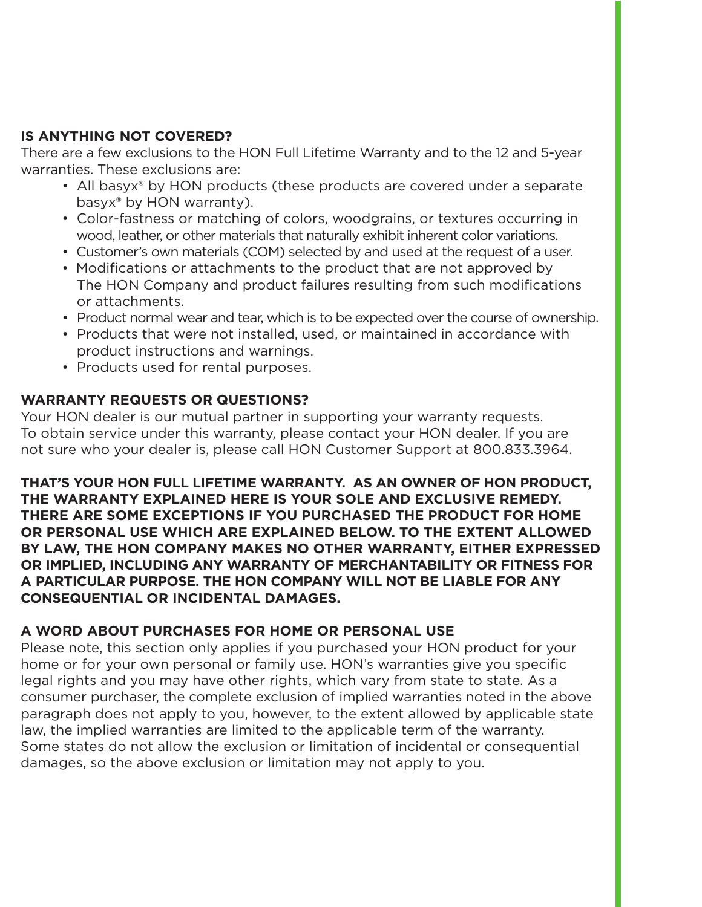**IS ANYTHING NOT COVERED?**

There are a few exclusions to the HON Full Lifetime Warranty and to the 12 and 5-year warranties. These exclusions are:

- All basyx® by HON products (these products are covered under a separate basyx® by HON warranty).
- Color-fastness or matching of colors, woodgrains, or textures occurring in wood, leather, or other materials that naturally exhibit inherent color variations.
- Customer's own materials (COM) selected by and used at the request of a user.
- Modifications or attachments to the product that are not approved by The HON Company and product failures resulting from such modifications or attachments.
- Product normal wear and tear, which is to be expected over the course of ownership.
- Products that were not installed, used, or maintained in accordance with product instructions and warnings.
- Products used for rental purposes.

**WARRANTY REQUESTS OR QUESTIONS?**

Your HON dealer is our mutual partner in supporting your warranty requests. To obtain service under this warranty, please contact your HON dealer. If you are not sure who your dealer is, please call HON Customer Support at 800.833.3964.

**THAT'S YOUR HON FULL LIFETIME WARRANTY. AS AN OWNER OF HON PRODUCT, THE WARRANTY EXPLAINED HERE IS YOUR SOLE AND EXCLUSIVE REMEDY. THERE ARE SOME EXCEPTIONS IF YOU PURCHASED THE PRODUCT FOR HOME OR PERSONAL USE WHICH ARE EXPLAINED BELOW. TO THE EXTENT ALLOWED BY LAW, THE HON COMPANY MAKES NO OTHER WARRANTY, EITHER EXPRESSED OR IMPLIED, INCLUDING ANY WARRANTY OF MERCHANTABILITY OR FITNESS FOR A PARTICULAR PURPOSE. THE HON COMPANY WILL NOT BE LIABLE FOR ANY CONSEQUENTIAL OR INCIDENTAL DAMAGES.**

**A WORD ABOUT PURCHASES FOR HOME OR PERSONAL USE**

Please note, this section only applies if you purchased your HON product for your home or for your own personal or family use. HON's warranties give you specific legal rights and you may have other rights, which vary from state to state. As a consumer purchaser, the complete exclusion of implied warranties noted in the above paragraph does not apply to you, however, to the extent allowed by applicable state law, the implied warranties are limited to the applicable term of the warranty. Some states do not allow the exclusion or limitation of incidental or consequential damages, so the above exclusion or limitation may not apply to you.